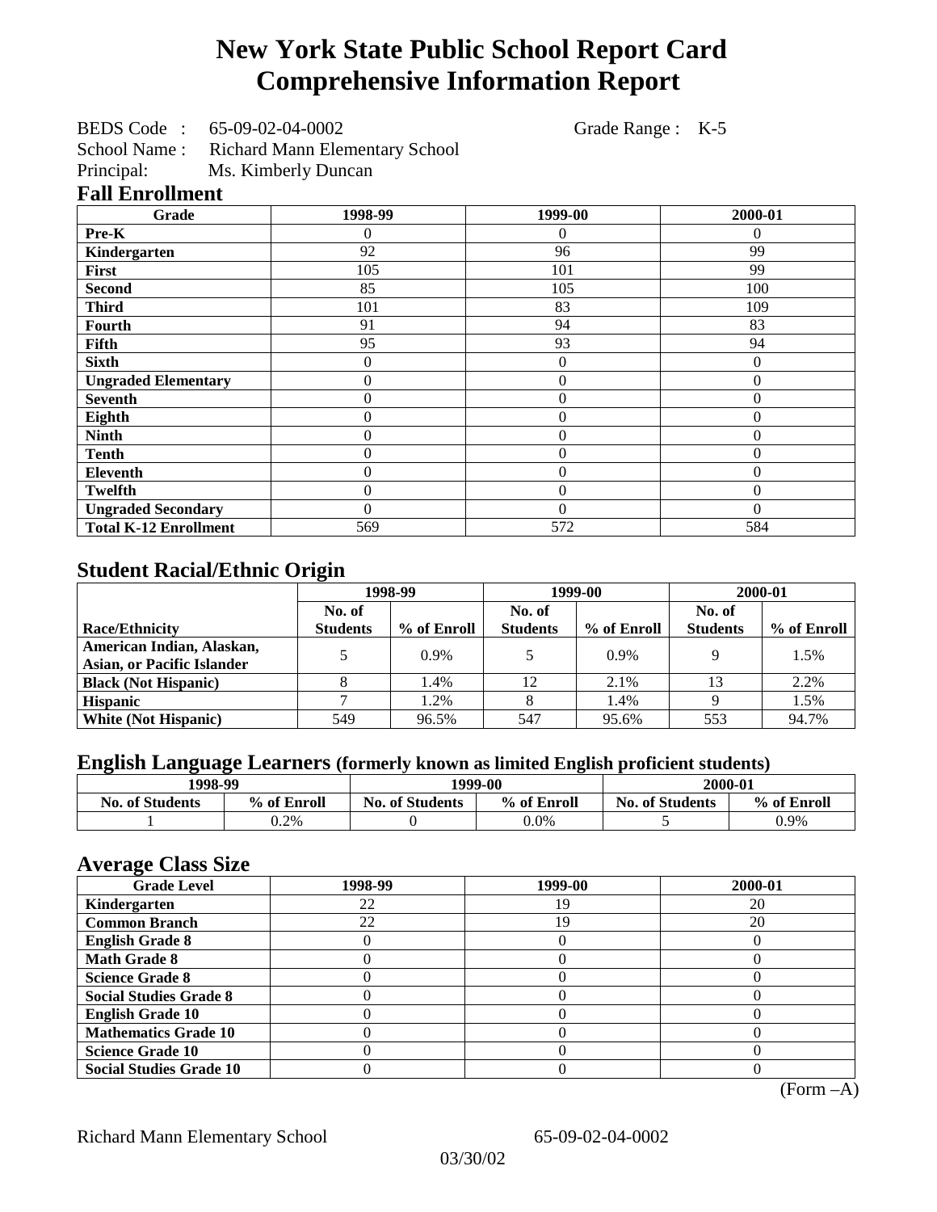# New York State Public School Report Card
# Comprehensive Information Report

BEDS Code : 65-09-02-04-0002 Grade Range : K-5
School Name : Richard Mann Elementary School
Principal: Ms. Kimberly Duncan

## Fall Enrollment

| Grade | 1998-99 | 1999-00 | 2000-01 |
|---|---|---|---|
| Pre-K | 0 | 0 | 0 |
| Kindergarten | 92 | 96 | 99 |
| First | 105 | 101 | 99 |
| Second | 85 | 105 | 100 |
| Third | 101 | 83 | 109 |
| Fourth | 91 | 94 | 83 |
| Fifth | 95 | 93 | 94 |
| Sixth | 0 | 0 | 0 |
| Ungraded Elementary | 0 | 0 | 0 |
| Seventh | 0 | 0 | 0 |
| Eighth | 0 | 0 | 0 |
| Ninth | 0 | 0 | 0 |
| Tenth | 0 | 0 | 0 |
| Eleventh | 0 | 0 | 0 |
| Twelfth | 0 | 0 | 0 |
| Ungraded Secondary | 0 | 0 | 0 |
| Total K-12 Enrollment | 569 | 572 | 584 |

## Student Racial/Ethnic Origin

| | 1998-99 | | 1999-00 | | 2000-01 | |
|---|---|---|---|---|---|---|
| Race/Ethnicity | No. of Students | % of Enroll | No. of Students | % of Enroll | No. of Students | % of Enroll |
| American Indian, Alaskan, Asian, or Pacific Islander | 5 | 0.9% | 5 | 0.9% | 9 | 1.5% |
| Black (Not Hispanic) | 8 | 1.4% | 12 | 2.1% | 13 | 2.2% |
| Hispanic | 7 | 1.2% | 8 | 1.4% | 9 | 1.5% |
| White (Not Hispanic) | 549 | 96.5% | 547 | 95.6% | 553 | 94.7% |

## English Language Learners (formerly known as limited English proficient students)

| 1998-99 | | 1999-00 | | 2000-01 | |
|---|---|---|---|---|---|
| No. of Students | % of Enroll | No. of Students | % of Enroll | No. of Students | % of Enroll |
| 1 | 0.2% | 0 | 0.0% | 5 | 0.9% |

## Average Class Size

| Grade Level | 1998-99 | 1999-00 | 2000-01 |
|---|---|---|---|
| Kindergarten | 22 | 19 | 20 |
| Common Branch | 22 | 19 | 20 |
| English Grade 8 | 0 | 0 | 0 |
| Math Grade 8 | 0 | 0 | 0 |
| Science Grade 8 | 0 | 0 | 0 |
| Social Studies Grade 8 | 0 | 0 | 0 |
| English Grade 10 | 0 | 0 | 0 |
| Mathematics Grade 10 | 0 | 0 | 0 |
| Science Grade 10 | 0 | 0 | 0 |
| Social Studies Grade 10 | 0 | 0 | 0 |

(Form –A)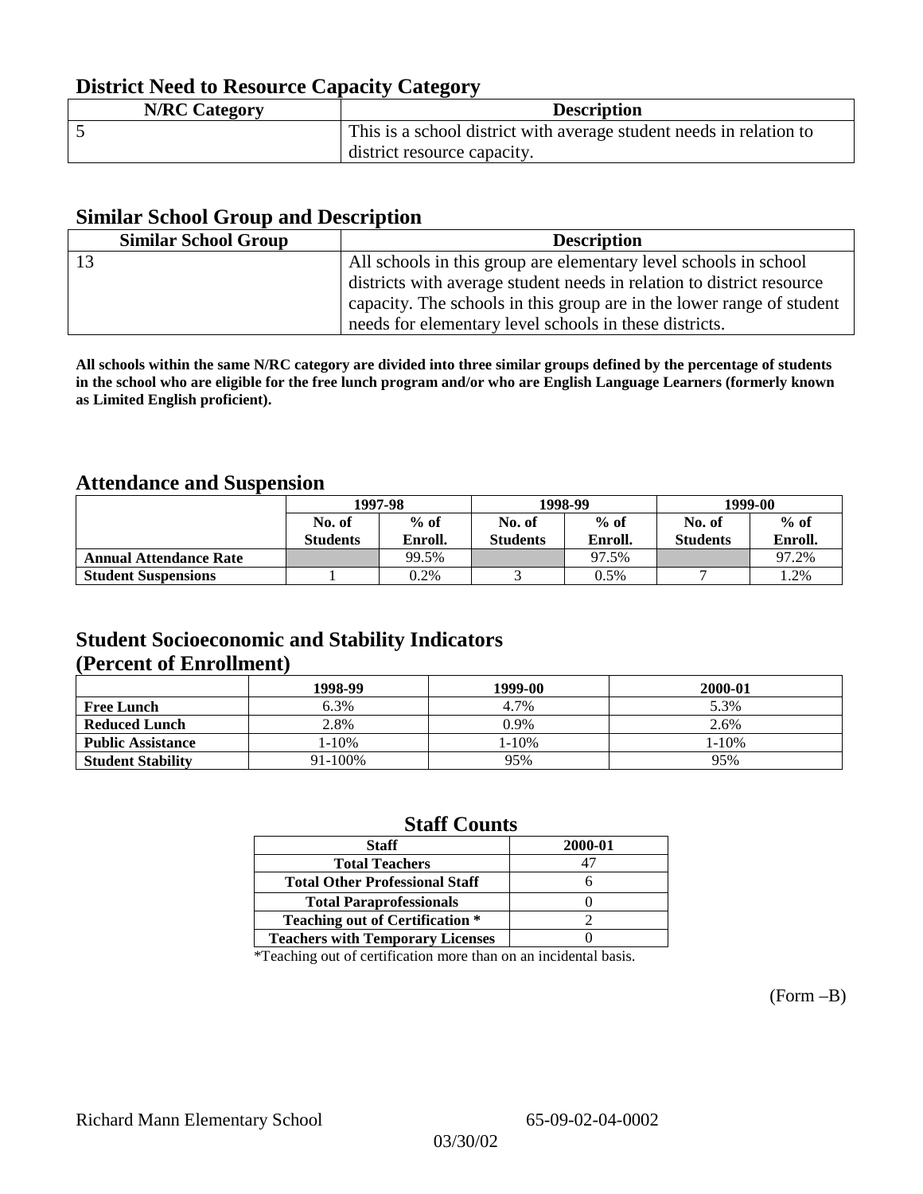## District Need to Resource Capacity Category

| N/RC Category | Description |
|---|---|
| 5 | This is a school district with average student needs in relation to district resource capacity. |

## Similar School Group and Description

| Similar School Group | Description |
|---|---|
| 13 | All schools in this group are elementary level schools in school districts with average student needs in relation to district resource capacity. The schools in this group are in the lower range of student needs for elementary level schools in these districts. |

**All schools within the same N/RC category are divided into three similar groups defined by the percentage of students in the school who are eligible for the free lunch program and/or who are English Language Learners (formerly known as Limited English proficient).**

## Attendance and Suspension

| | 1997-98 | | 1998-99 | | 1999-00 | |
|---|---|---|---|---|---|---|
| | No. of Students | % of Enroll. | No. of Students | % of Enroll. | No. of Students | % of Enroll. |
| **Annual Attendance Rate** | | 99.5% | | 97.5% | | 97.2% |
| **Student Suspensions** | 1 | 0.2% | 3 | 0.5% | 7 | 1.2% |

## Student Socioeconomic and Stability Indicators (Percent of Enrollment)

| | 1998-99 | 1999-00 | 2000-01 |
|---|---|---|---|
| **Free Lunch** | 6.3% | 4.7% | 5.3% |
| **Reduced Lunch** | 2.8% | 0.9% | 2.6% |
| **Public Assistance** | 1-10% | 1-10% | 1-10% |
| **Student Stability** | 91-100% | 95% | 95% |

## Staff Counts

| Staff | 2000-01 |
|---|---|
| Total Teachers | 47 |
| Total Other Professional Staff | 6 |
| Total Paraprofessionals | 0 |
| Teaching out of Certification * | 2 |
| Teachers with Temporary Licenses | 0 |

*Teaching out of certification more than on an incidental basis.

(Form –B)

Richard Mann Elementary School 65-09-02-04-0002

03/30/02